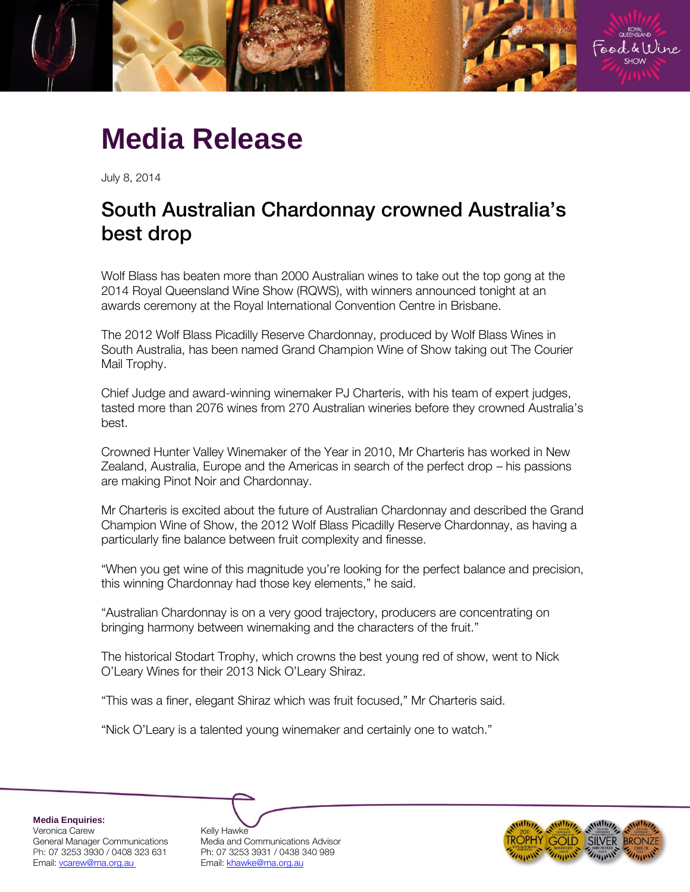# Media Release

July 8, 2014

## South Australian Chardonnay crowned Australia's best drop

Wolf Blass has beaten more than 2000 Australian wines to take out the top gong at the 2014 Royal Queensland Wine Show (RQWS), with winners announced tonight at an awards ceremony at the Royal International Convention Centre in Brisbane.

The 2012 Wolf Blass Picadilly Reserve Chardonnay, produced by Wolf Blass Wines in South Australia, has been named Grand Champion Wine of Show taking out The Courier Mail Trophy.

Chief Judge and award-winning winemaker PJ Charteris, with his team of expert judges, tasted more than 2076 wines from 270 Australian wineries before they crowned Australia's best.

Crowned Hunter Valley Winemaker of the Year in 2010, Mr Charteris has worked in New Zealand, Australia, Europe and the Americas in search of the perfect drop – his passions are making Pinot Noir and Chardonnay.

Mr Charteris is excited about the future of Australian Chardonnay and described the Grand Champion Wine of Show, the 2012 Wolf Blass Picadilly Reserve Chardonnay, as having a particularly fine balance between fruit complexity and finesse.

"When you get wine of this magnitude you're looking for the perfect balance and precision, this winning Chardonnay had those key elements," he said.

"Australian Chardonnay is on a very good trajectory, producers are concentrating on bringing harmony between winemaking and the characters of the fruit."

The historical Stodart Trophy, which crowns the best young red of show, went to Nick O'Leary Wines for their 2013 Nick O'Leary Shiraz.

"This was a finer, elegant Shiraz which was fruit focused," Mr Charteris said.

"Nick O'Leary is a talented young winemaker and certainly one to watch."

**Media Enquiries:**

Veronica Carew
General Manager Communications
Ph: 07 3253 3930 / 0408 323 631
Email: vcarew@rna.org.au

Kelly Hawke
Media and Communications Advisor
Ph: 07 3253 3931 / 0438 340 989
Email: khawke@rna.org.au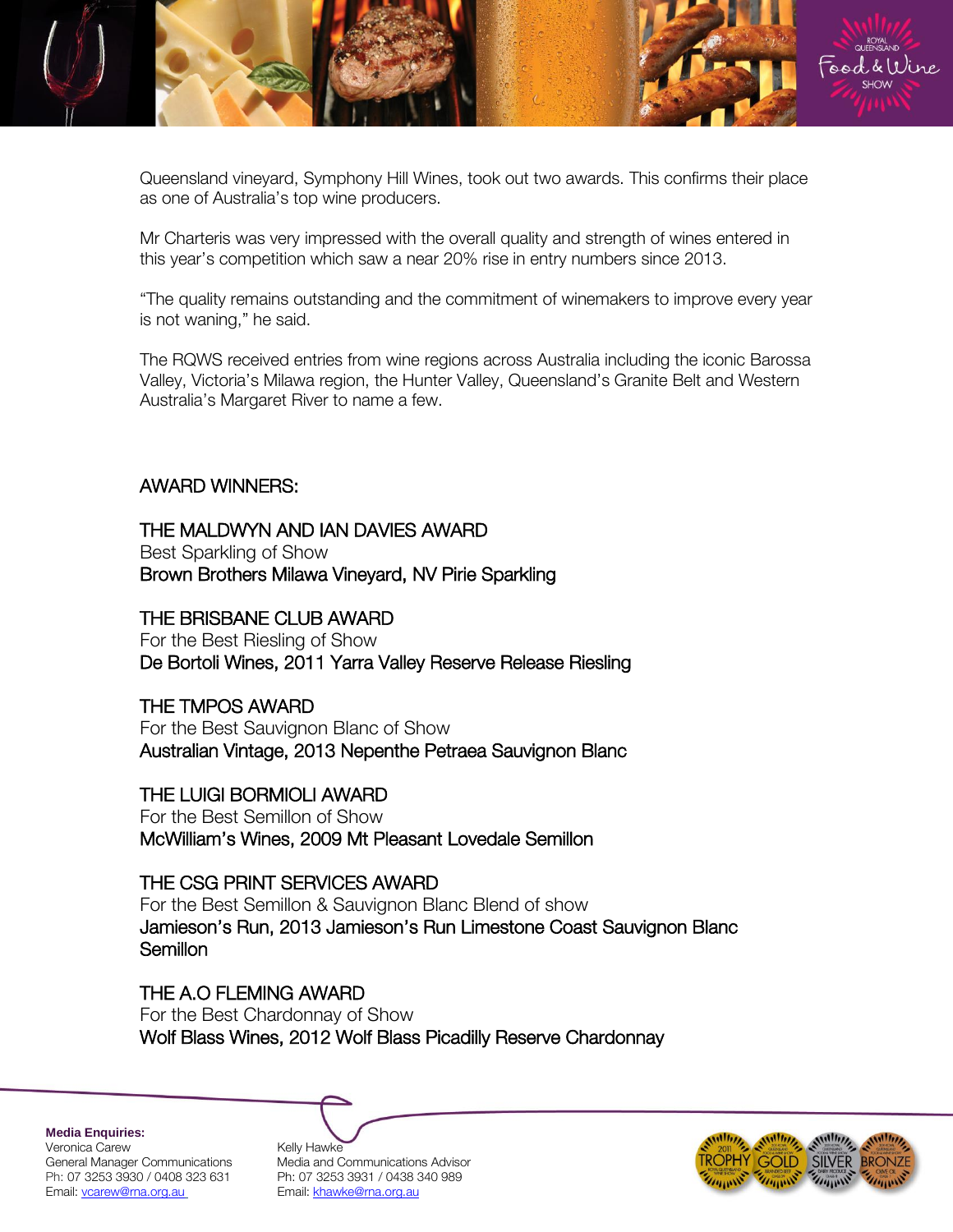Queensland vineyard, Symphony Hill Wines, took out two awards. This confirms their place as one of Australia's top wine producers.

Mr Charteris was very impressed with the overall quality and strength of wines entered in this year's competition which saw a near 20% rise in entry numbers since 2013.

"The quality remains outstanding and the commitment of winemakers to improve every year is not waning," he said.

The RQWS received entries from wine regions across Australia including the iconic Barossa Valley, Victoria's Milawa region, the Hunter Valley, Queensland's Granite Belt and Western Australia's Margaret River to name a few.

## AWARD WINNERS:

**THE MALDWYN AND IAN DAVIES AWARD**
Best Sparkling of Show
Brown Brothers Milawa Vineyard, NV Pirie Sparkling

**THE BRISBANE CLUB AWARD**
For the Best Riesling of Show
De Bortoli Wines, 2011 Yarra Valley Reserve Release Riesling

**THE TMPOS AWARD**
For the Best Sauvignon Blanc of Show
Australian Vintage, 2013 Nepenthe Petraea Sauvignon Blanc

**THE LUIGI BORMIOLI AWARD**
For the Best Semillon of Show
McWilliam's Wines, 2009 Mt Pleasant Lovedale Semillon

**THE CSG PRINT SERVICES AWARD**
For the Best Semillon & Sauvignon Blanc Blend of show
Jamieson's Run, 2013 Jamieson's Run Limestone Coast Sauvignon Blanc Semillon

**THE A.O FLEMING AWARD**
For the Best Chardonnay of Show
Wolf Blass Wines, 2012 Wolf Blass Picadilly Reserve Chardonnay

**Media Enquiries:**

Veronica Carew
General Manager Communications
Ph: 07 3253 3930 / 0408 323 631
Email: vcarew@rna.org.au

Kelly Hawke
Media and Communications Advisor
Ph: 07 3253 3931 / 0438 340 989
Email: khawke@rna.org.au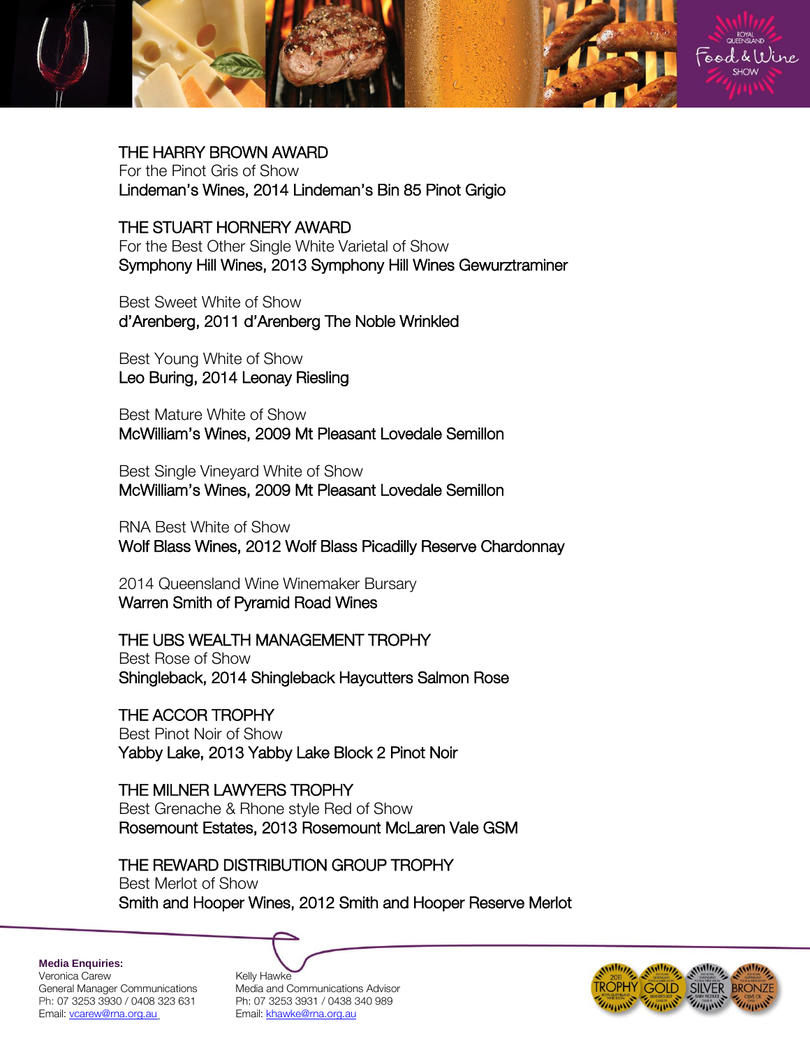THE HARRY BROWN AWARD
For the Pinot Gris of Show
Lindeman's Wines, 2014 Lindeman's Bin 85 Pinot Grigio

THE STUART HORNERY AWARD
For the Best Other Single White Varietal of Show
Symphony Hill Wines, 2013 Symphony Hill Wines Gewurztraminer

Best Sweet White of Show
d'Arenberg, 2011 d'Arenberg The Noble Wrinkled

Best Young White of Show
Leo Buring, 2014 Leonay Riesling

Best Mature White of Show
McWilliam's Wines, 2009 Mt Pleasant Lovedale Semillon

Best Single Vineyard White of Show
McWilliam's Wines, 2009 Mt Pleasant Lovedale Semillon

RNA Best White of Show
Wolf Blass Wines, 2012 Wolf Blass Picadilly Reserve Chardonnay

2014 Queensland Wine Winemaker Bursary
Warren Smith of Pyramid Road Wines

THE UBS WEALTH MANAGEMENT TROPHY
Best Rose of Show
Shingleback, 2014 Shingleback Haycutters Salmon Rose

THE ACCOR TROPHY
Best Pinot Noir of Show
Yabby Lake, 2013 Yabby Lake Block 2 Pinot Noir

THE MILNER LAWYERS TROPHY
Best Grenache & Rhone style Red of Show
Rosemount Estates, 2013 Rosemount McLaren Vale GSM

THE REWARD DISTRIBUTION GROUP TROPHY
Best Merlot of Show
Smith and Hooper Wines, 2012 Smith and Hooper Reserve Merlot

**Media Enquiries:**
Veronica Carew
General Manager Communications
Ph: 07 3253 3930 / 0408 323 631
Email: vcarew@rna.org.au

Kelly Hawke
Media and Communications Advisor
Ph: 07 3253 3931 / 0438 340 989
Email: khawke@rna.org.au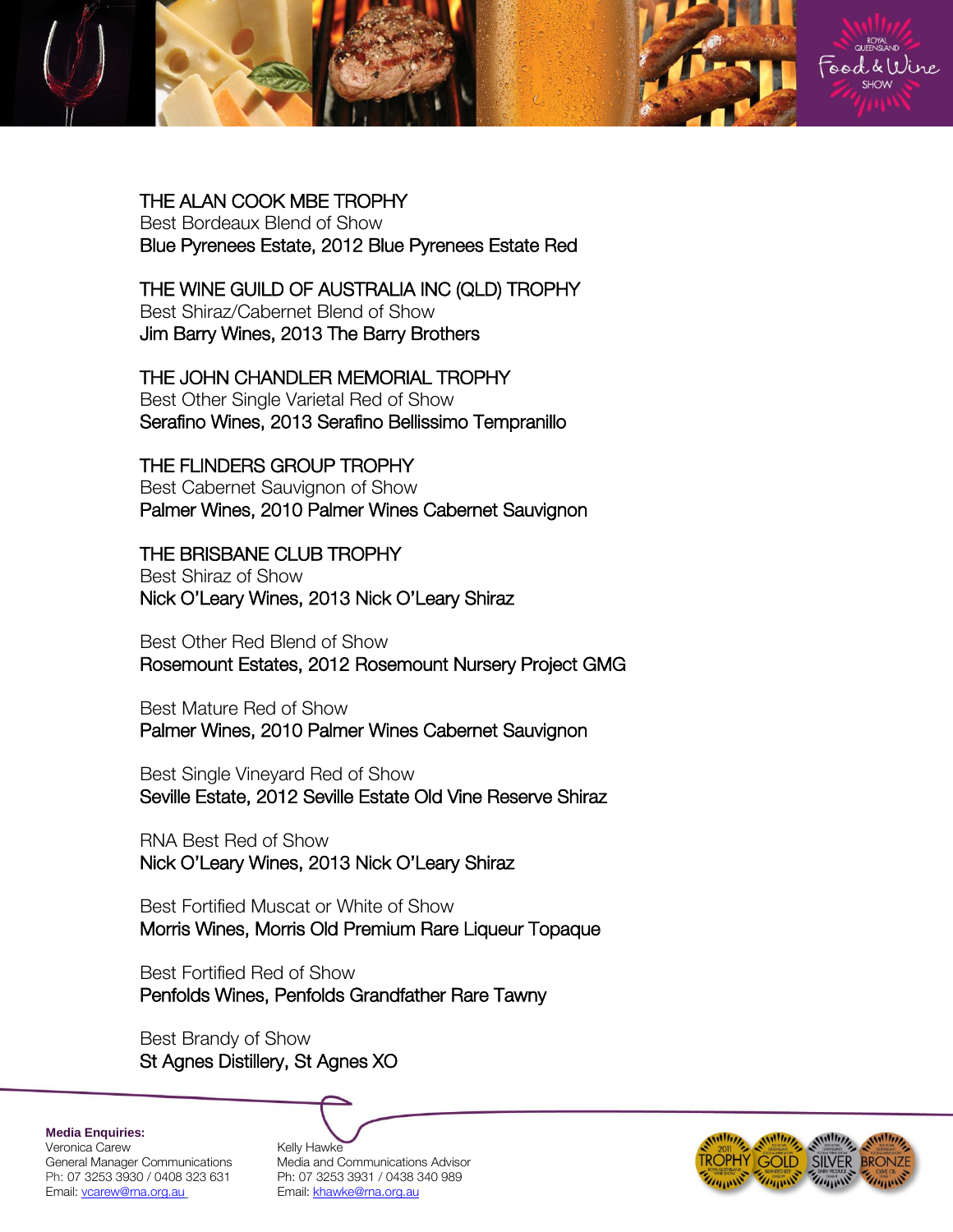THE ALAN COOK MBE TROPHY
Best Bordeaux Blend of Show
Blue Pyrenees Estate, 2012 Blue Pyrenees Estate Red

THE WINE GUILD OF AUSTRALIA INC (QLD) TROPHY
Best Shiraz/Cabernet Blend of Show
Jim Barry Wines, 2013 The Barry Brothers

THE JOHN CHANDLER MEMORIAL TROPHY
Best Other Single Varietal Red of Show
Serafino Wines, 2013 Serafino Bellissimo Tempranillo

THE FLINDERS GROUP TROPHY
Best Cabernet Sauvignon of Show
Palmer Wines, 2010 Palmer Wines Cabernet Sauvignon

THE BRISBANE CLUB TROPHY
Best Shiraz of Show
Nick O'Leary Wines, 2013 Nick O'Leary Shiraz

Best Other Red Blend of Show
Rosemount Estates, 2012 Rosemount Nursery Project GMG

Best Mature Red of Show
Palmer Wines, 2010 Palmer Wines Cabernet Sauvignon

Best Single Vineyard Red of Show
Seville Estate, 2012 Seville Estate Old Vine Reserve Shiraz

RNA Best Red of Show
Nick O'Leary Wines, 2013 Nick O'Leary Shiraz

Best Fortified Muscat or White of Show
Morris Wines, Morris Old Premium Rare Liqueur Topaque

Best Fortified Red of Show
Penfolds Wines, Penfolds Grandfather Rare Tawny

Best Brandy of Show
St Agnes Distillery, St Agnes XO

**Media Enquiries:**

Veronica Carew
General Manager Communications
Ph: 07 3253 3930 / 0408 323 631
Email: vcarew@rna.org.au

Kelly Hawke
Media and Communications Advisor
Ph: 07 3253 3931 / 0438 340 989
Email: khawke@rna.org.au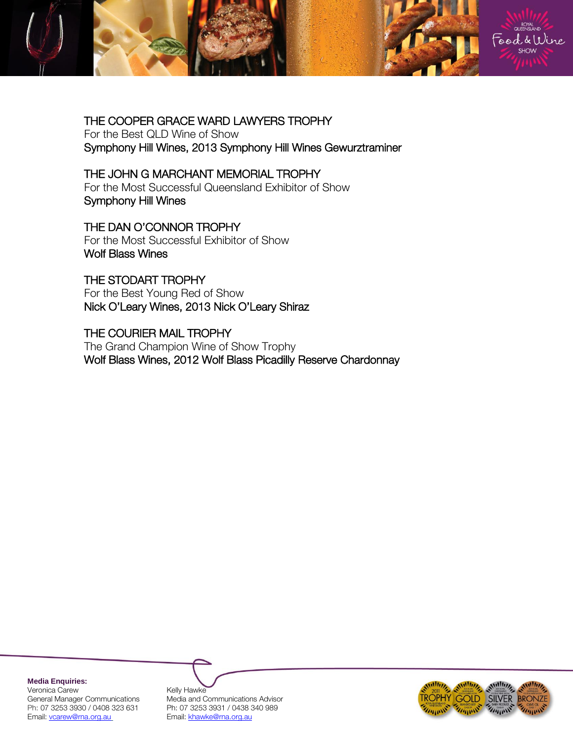THE COOPER GRACE WARD LAWYERS TROPHY
For the Best QLD Wine of Show
Symphony Hill Wines, 2013 Symphony Hill Wines Gewurztraminer

THE JOHN G MARCHANT MEMORIAL TROPHY
For the Most Successful Queensland Exhibitor of Show
Symphony Hill Wines

THE DAN O'CONNOR TROPHY
For the Most Successful Exhibitor of Show
Wolf Blass Wines

THE STODART TROPHY
For the Best Young Red of Show
Nick O'Leary Wines, 2013 Nick O'Leary Shiraz

THE COURIER MAIL TROPHY
The Grand Champion Wine of Show Trophy
Wolf Blass Wines, 2012 Wolf Blass Picadilly Reserve Chardonnay

**Media Enquiries:**

Veronica Carew
General Manager Communications
Ph: 07 3253 3930 / 0408 323 631
Email: vcarew@rna.org.au

Kelly Hawke
Media and Communications Advisor
Ph: 07 3253 3931 / 0438 340 989
Email: khawke@rna.org.au